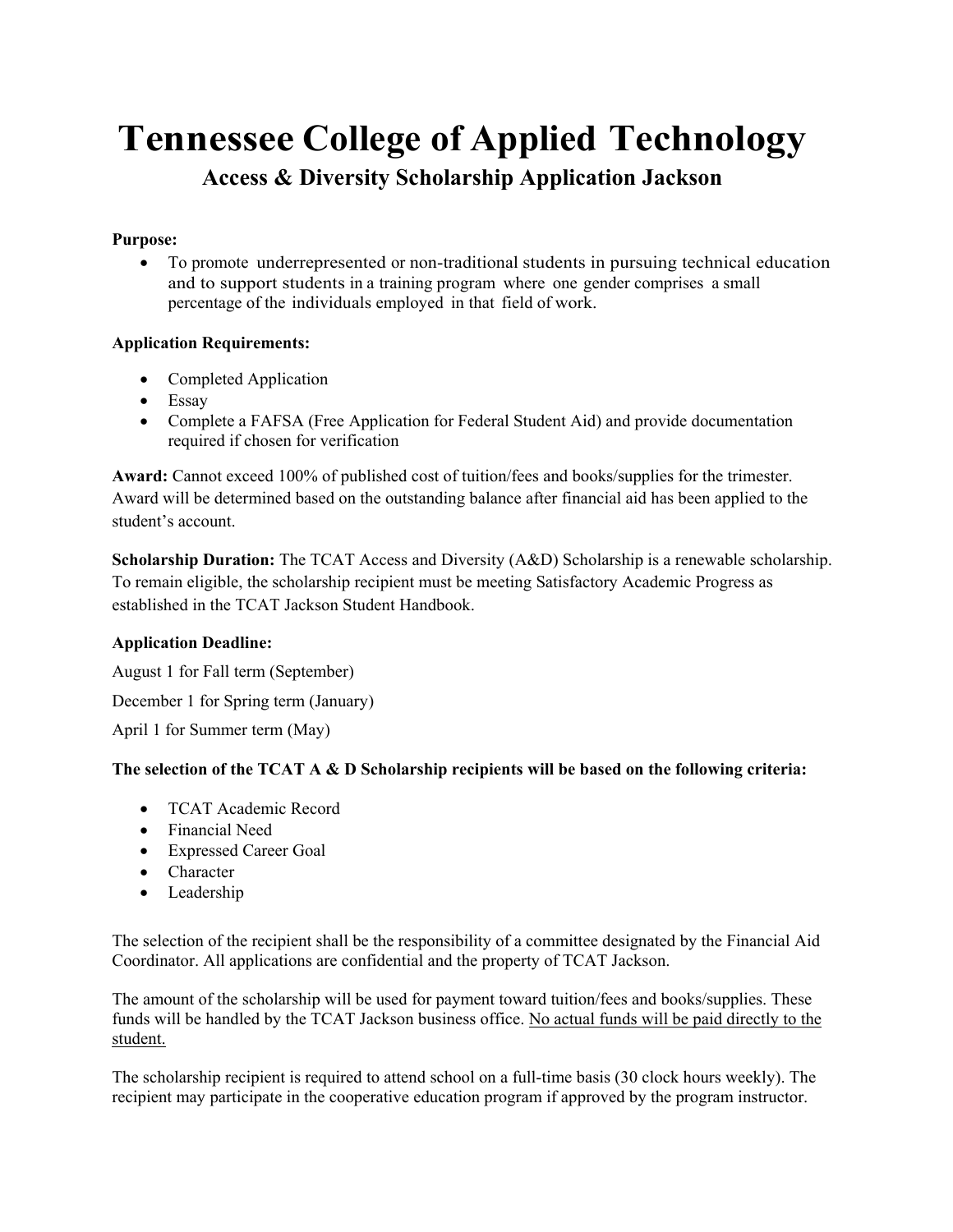# Tennessee College of Applied Technology

## Access & Diversity Scholarship Application Jackson

**Purpose:**

- To promote underrepresented or non-traditional students in pursuing technical education and to support students in a training program where one gender comprises a small percentage of the individuals employed in that field of work.

**Application Requirements:**

- Completed Application
- Essay
- Complete a FAFSA (Free Application for Federal Student Aid) and provide documentation required if chosen for verification

**Award:** Cannot exceed 100% of published cost of tuition/fees and books/supplies for the trimester. Award will be determined based on the outstanding balance after financial aid has been applied to the student's account.

**Scholarship Duration:** The TCAT Access and Diversity (A&D) Scholarship is a renewable scholarship. To remain eligible, the scholarship recipient must be meeting Satisfactory Academic Progress as established in the TCAT Jackson Student Handbook.

**Application Deadline:**

August 1 for Fall term (September)

December 1 for Spring term (January)

April 1 for Summer term (May)

**The selection of the TCAT A & D Scholarship recipients will be based on the following criteria:**

- TCAT Academic Record
- Financial Need
- Expressed Career Goal
- Character
- Leadership

The selection of the recipient shall be the responsibility of a committee designated by the Financial Aid Coordinator. All applications are confidential and the property of TCAT Jackson.

The amount of the scholarship will be used for payment toward tuition/fees and books/supplies. These funds will be handled by the TCAT Jackson business office. <u>No actual funds will be paid directly to the student.</u>

The scholarship recipient is required to attend school on a full-time basis (30 clock hours weekly). The recipient may participate in the cooperative education program if approved by the program instructor.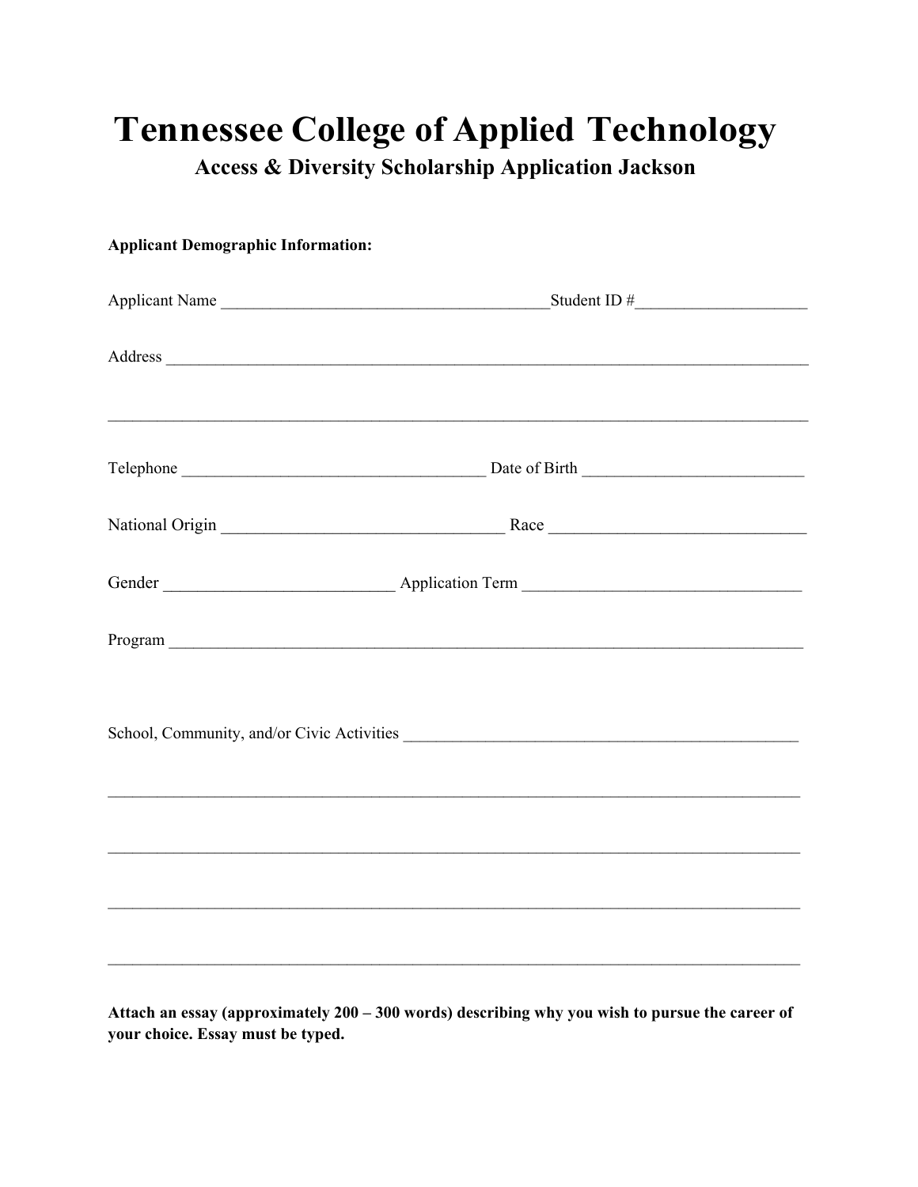# Tennessee College of Applied Technology

## Access & Diversity Scholarship Application Jackson

**Applicant Demographic Information:**

Applicant Name ________________________________________Student ID #____________________

Address ________________________________________________________________________________

________________________________________________________________________________________

Telephone ____________________________________ Date of Birth __________________________

National Origin _________________________________ Race _____________________________

Gender __________________________ Application Term _________________________________

Program ________________________________________________________________________________

School, Community, and/or Civic Activities ________________________________________________

________________________________________________________________________________________

________________________________________________________________________________________

________________________________________________________________________________________

________________________________________________________________________________________

**Attach an essay (approximately 200 – 300 words) describing why you wish to pursue the career of your choice. Essay must be typed.**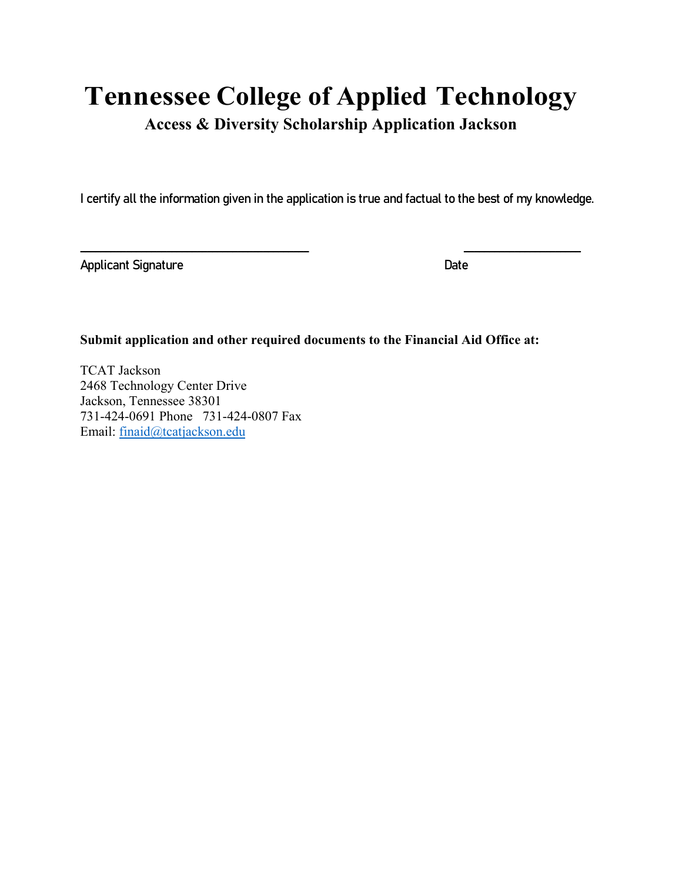# Tennessee College of Applied Technology

## Access & Diversity Scholarship Application Jackson

I certify all the information given in the application is true and factual to the best of my knowledge.

\_\_\_\_\_\_\_\_\_\_\_\_\_\_\_\_\_\_\_\_\_\_\_\_\_\_\_\_\_\_\_\_\_\_\_ \_\_\_\_\_\_\_\_\_\_\_\_\_\_\_\_\_\_

Applicant Signature Date

**Submit application and other required documents to the Financial Aid Office at:**

TCAT Jackson
2468 Technology Center Drive
Jackson, Tennessee 38301
731-424-0691 Phone 731-424-0807 Fax
Email: finaid@tcatjackson.edu